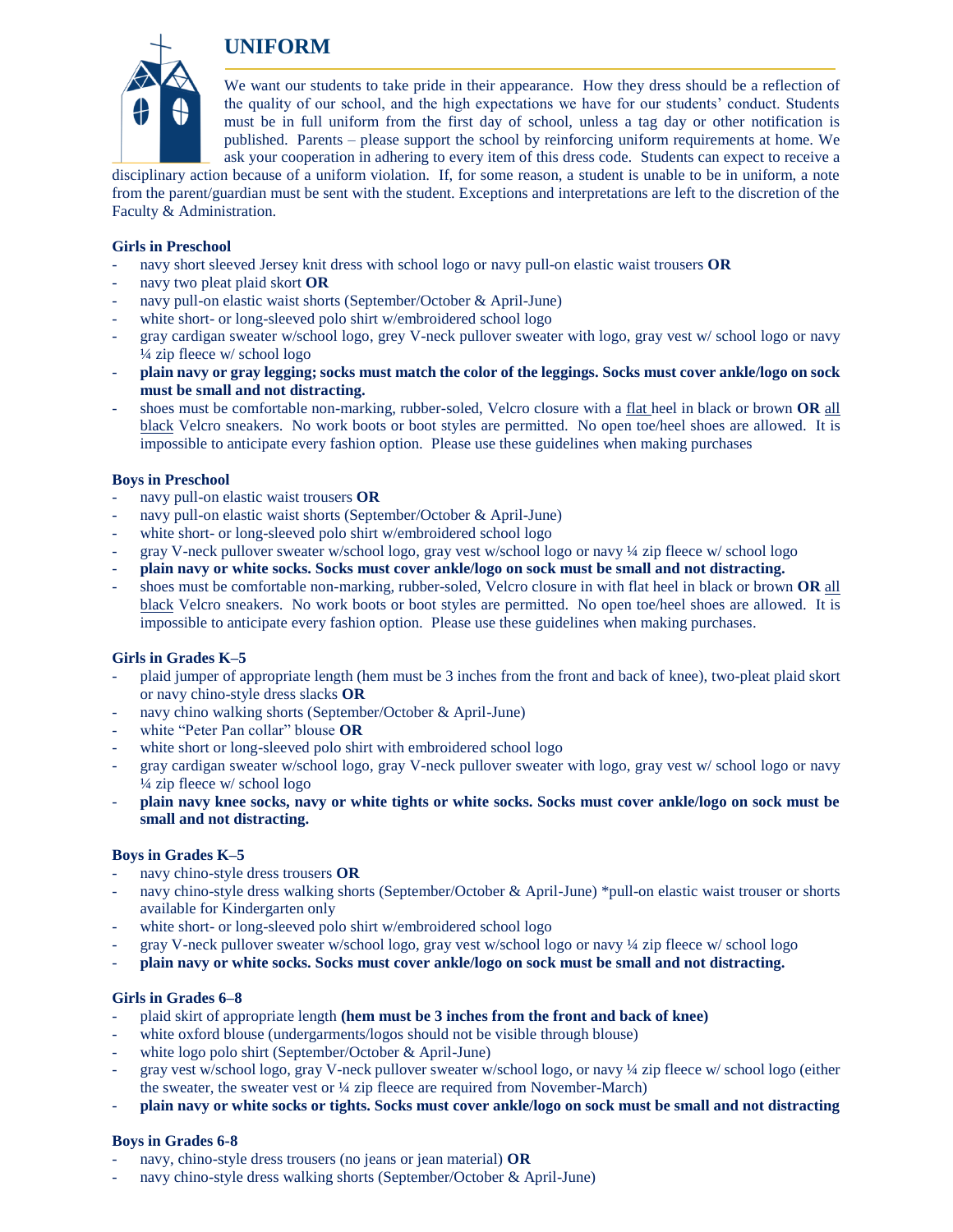// UNIFORM

We want our students to take pride in their appearance. How they dress should be a reflection of the quality of our school, and the high expectations we have for our students' conduct. Students must be in full uniform from the first day of school, unless a tag day or other notification is published. Parents – please support the school by reinforcing uniform requirements at home. We ask your cooperation in adhering to every item of this dress code. Students can expect to receive a disciplinary action because of a uniform violation. If, for some reason, a student is unable to be in uniform, a note from the parent/guardian must be sent with the student. Exceptions and interpretations are left to the discretion of the Faculty & Administration.

**Girls in Preschool**

- navy short sleeved Jersey knit dress with school logo or navy pull-on elastic waist trousers **OR**
- navy two pleat plaid skort **OR**
- navy pull-on elastic waist shorts (September/October & April-June)
- white short- or long-sleeved polo shirt w/embroidered school logo
- gray cardigan sweater w/school logo, grey V-neck pullover sweater with logo, gray vest w/ school logo or navy ¼ zip fleece w/ school logo
- **plain navy or gray legging; socks must match the color of the leggings. Socks must cover ankle/logo on sock must be small and not distracting.**
- shoes must be comfortable non-marking, rubber-soled, Velcro closure with a flat heel in black or brown **OR** all black Velcro sneakers. No work boots or boot styles are permitted. No open toe/heel shoes are allowed. It is impossible to anticipate every fashion option. Please use these guidelines when making purchases

**Boys in Preschool**

- navy pull-on elastic waist trousers **OR**
- navy pull-on elastic waist shorts (September/October & April-June)
- white short- or long-sleeved polo shirt w/embroidered school logo
- gray V-neck pullover sweater w/school logo, gray vest w/school logo or navy ¼ zip fleece w/ school logo
- **plain navy or white socks. Socks must cover ankle/logo on sock must be small and not distracting.**
- shoes must be comfortable non-marking, rubber-soled, Velcro closure in with flat heel in black or brown **OR** all black Velcro sneakers. No work boots or boot styles are permitted. No open toe/heel shoes are allowed. It is impossible to anticipate every fashion option. Please use these guidelines when making purchases.

**Girls in Grades K–5**

- plaid jumper of appropriate length (hem must be 3 inches from the front and back of knee), two-pleat plaid skort or navy chino-style dress slacks **OR**
- navy chino walking shorts (September/October & April-June)
- white "Peter Pan collar" blouse **OR**
- white short or long-sleeved polo shirt with embroidered school logo
- gray cardigan sweater w/school logo, gray V-neck pullover sweater with logo, gray vest w/ school logo or navy ¼ zip fleece w/ school logo
- **plain navy knee socks, navy or white tights or white socks. Socks must cover ankle/logo on sock must be small and not distracting.**

**Boys in Grades K–5**

- navy chino-style dress trousers **OR**
- navy chino-style dress walking shorts (September/October & April-June) *pull-on elastic waist trouser or shorts available for Kindergarten only
- white short- or long-sleeved polo shirt w/embroidered school logo
- gray V-neck pullover sweater w/school logo, gray vest w/school logo or navy ¼ zip fleece w/ school logo
- **plain navy or white socks. Socks must cover ankle/logo on sock must be small and not distracting.**

**Girls in Grades 6–8**

- plaid skirt of appropriate length **(hem must be 3 inches from the front and back of knee)**
- white oxford blouse (undergarments/logos should not be visible through blouse)
- white logo polo shirt (September/October & April-June)
- gray vest w/school logo, gray V-neck pullover sweater w/school logo, or navy ¼ zip fleece w/ school logo (either the sweater, the sweater vest or ¼ zip fleece are required from November-March)
- **plain navy or white socks or tights. Socks must cover ankle/logo on sock must be small and not distracting**

**Boys in Grades 6-8**

- navy, chino-style dress trousers (no jeans or jean material) **OR**
- navy chino-style dress walking shorts (September/October & April-June)

# UNIFORM

We want our students to take pride in their appearance. How they dress should be a reflection of the quality of our school, and the high expectations we have for our students' conduct. Students must be in full uniform from the first day of school, unless a tag day or other notification is published. Parents – please support the school by reinforcing uniform requirements at home. We ask your cooperation in adhering to every item of this dress code. Students can expect to receive a disciplinary action because of a uniform violation. If, for some reason, a student is unable to be in uniform, a note from the parent/guardian must be sent with the student. Exceptions and interpretations are left to the discretion of the Faculty & Administration.

**Girls in Preschool**

- navy short sleeved Jersey knit dress with school logo or navy pull-on elastic waist trousers **OR**
- navy two pleat plaid skort **OR**
- navy pull-on elastic waist shorts (September/October & April-June)
- white short- or long-sleeved polo shirt w/embroidered school logo
- gray cardigan sweater w/school logo, grey V-neck pullover sweater with logo, gray vest w/ school logo or navy ¼ zip fleece w/ school logo
- **plain navy or gray legging; socks must match the color of the leggings. Socks must cover ankle/logo on sock must be small and not distracting.**
- shoes must be comfortable non-marking, rubber-soled, Velcro closure with a flat heel in black or brown **OR** all black Velcro sneakers. No work boots or boot styles are permitted. No open toe/heel shoes are allowed. It is impossible to anticipate every fashion option. Please use these guidelines when making purchases

**Boys in Preschool**

- navy pull-on elastic waist trousers **OR**
- navy pull-on elastic waist shorts (September/October & April-June)
- white short- or long-sleeved polo shirt w/embroidered school logo
- gray V-neck pullover sweater w/school logo, gray vest w/school logo or navy ¼ zip fleece w/ school logo
- **plain navy or white socks. Socks must cover ankle/logo on sock must be small and not distracting.**
- shoes must be comfortable non-marking, rubber-soled, Velcro closure in with flat heel in black or brown **OR** all black Velcro sneakers. No work boots or boot styles are permitted. No open toe/heel shoes are allowed. It is impossible to anticipate every fashion option. Please use these guidelines when making purchases.

**Girls in Grades K–5**

- plaid jumper of appropriate length (hem must be 3 inches from the front and back of knee), two-pleat plaid skort or navy chino-style dress slacks **OR**
- navy chino walking shorts (September/October & April-June)
- white "Peter Pan collar" blouse **OR**
- white short or long-sleeved polo shirt with embroidered school logo
- gray cardigan sweater w/school logo, gray V-neck pullover sweater with logo, gray vest w/ school logo or navy ¼ zip fleece w/ school logo
- **plain navy knee socks, navy or white tights or white socks. Socks must cover ankle/logo on sock must be small and not distracting.**

**Boys in Grades K–5**

- navy chino-style dress trousers **OR**
- navy chino-style dress walking shorts (September/October & April-June) *pull-on elastic waist trouser or shorts available for Kindergarten only
- white short- or long-sleeved polo shirt w/embroidered school logo
- gray V-neck pullover sweater w/school logo, gray vest w/school logo or navy ¼ zip fleece w/ school logo
- **plain navy or white socks. Socks must cover ankle/logo on sock must be small and not distracting.**

**Girls in Grades 6–8**

- plaid skirt of appropriate length **(hem must be 3 inches from the front and back of knee)**
- white oxford blouse (undergarments/logos should not be visible through blouse)
- white logo polo shirt (September/October & April-June)
- gray vest w/school logo, gray V-neck pullover sweater w/school logo, or navy ¼ zip fleece w/ school logo (either the sweater, the sweater vest or ¼ zip fleece are required from November-March)
- **plain navy or white socks or tights. Socks must cover ankle/logo on sock must be small and not distracting**

**Boys in Grades 6-8**

- navy, chino-style dress trousers (no jeans or jean material) **OR**
- navy chino-style dress walking shorts (September/October & April-June)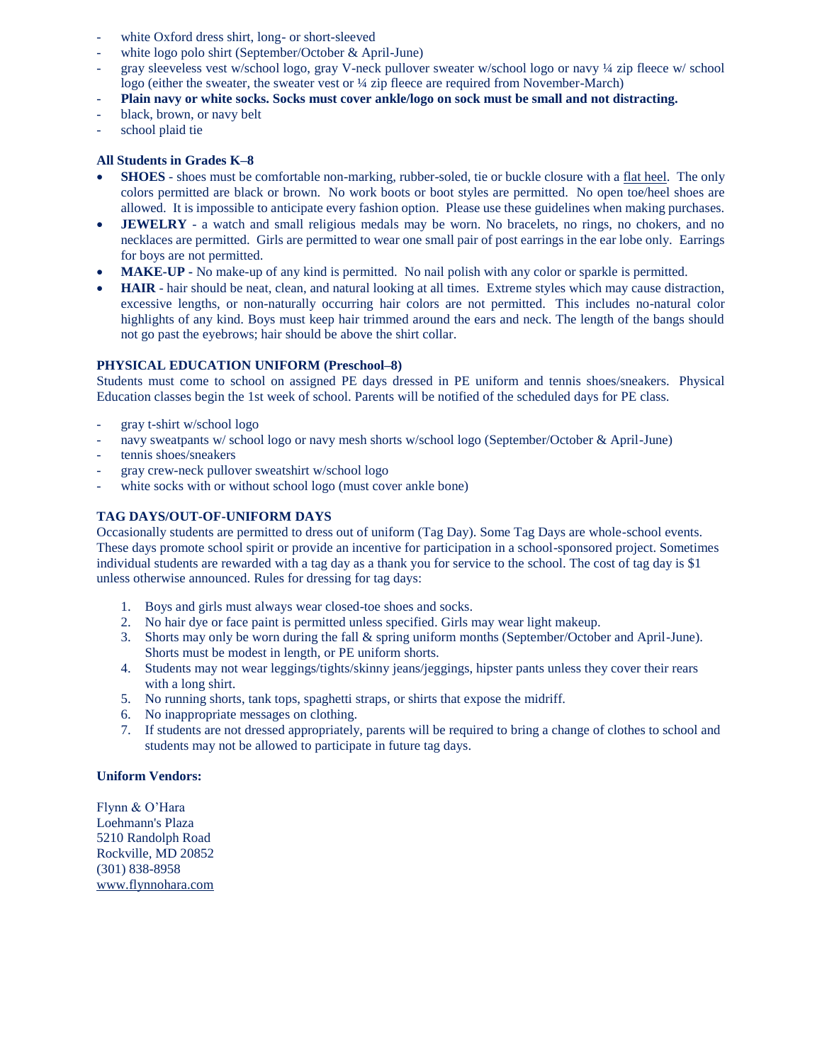- white Oxford dress shirt, long- or short-sleeved
- white logo polo shirt (September/October & April-June)
- gray sleeveless vest w/school logo, gray V-neck pullover sweater w/school logo or navy ¼ zip fleece w/ school logo (either the sweater, the sweater vest or ¼ zip fleece are required from November-March)
- **Plain navy or white socks. Socks must cover ankle/logo on sock must be small and not distracting.**
- black, brown, or navy belt
- school plaid tie

**All Students in Grades K–8**

- **SHOES** - shoes must be comfortable non-marking, rubber-soled, tie or buckle closure with a flat heel. The only colors permitted are black or brown. No work boots or boot styles are permitted. No open toe/heel shoes are allowed. It is impossible to anticipate every fashion option. Please use these guidelines when making purchases.
- **JEWELRY** - a watch and small religious medals may be worn. No bracelets, no rings, no chokers, and no necklaces are permitted. Girls are permitted to wear one small pair of post earrings in the ear lobe only. Earrings for boys are not permitted.
- **MAKE-UP** - No make-up of any kind is permitted. No nail polish with any color or sparkle is permitted.
- **HAIR** - hair should be neat, clean, and natural looking at all times. Extreme styles which may cause distraction, excessive lengths, or non-naturally occurring hair colors are not permitted. This includes no-natural color highlights of any kind. Boys must keep hair trimmed around the ears and neck. The length of the bangs should not go past the eyebrows; hair should be above the shirt collar.

**PHYSICAL EDUCATION UNIFORM (Preschool–8)**

Students must come to school on assigned PE days dressed in PE uniform and tennis shoes/sneakers. Physical Education classes begin the 1st week of school. Parents will be notified of the scheduled days for PE class.

- gray t-shirt w/school logo
- navy sweatpants w/ school logo or navy mesh shorts w/school logo (September/October & April-June)
- tennis shoes/sneakers
- gray crew-neck pullover sweatshirt w/school logo
- white socks with or without school logo (must cover ankle bone)

**TAG DAYS/OUT-OF-UNIFORM DAYS**

Occasionally students are permitted to dress out of uniform (Tag Day). Some Tag Days are whole-school events. These days promote school spirit or provide an incentive for participation in a school-sponsored project. Sometimes individual students are rewarded with a tag day as a thank you for service to the school. The cost of tag day is $1 unless otherwise announced. Rules for dressing for tag days:

1. Boys and girls must always wear closed-toe shoes and socks.
2. No hair dye or face paint is permitted unless specified. Girls may wear light makeup.
3. Shorts may only be worn during the fall & spring uniform months (September/October and April-June). Shorts must be modest in length, or PE uniform shorts.
4. Students may not wear leggings/tights/skinny jeans/jeggings, hipster pants unless they cover their rears with a long shirt.
5. No running shorts, tank tops, spaghetti straps, or shirts that expose the midriff.
6. No inappropriate messages on clothing.
7. If students are not dressed appropriately, parents will be required to bring a change of clothes to school and students may not be allowed to participate in future tag days.

**Uniform Vendors:**

Flynn & O'Hara
Loehmann's Plaza
5210 Randolph Road
Rockville, MD 20852
(301) 838-8958
www.flynnohara.com